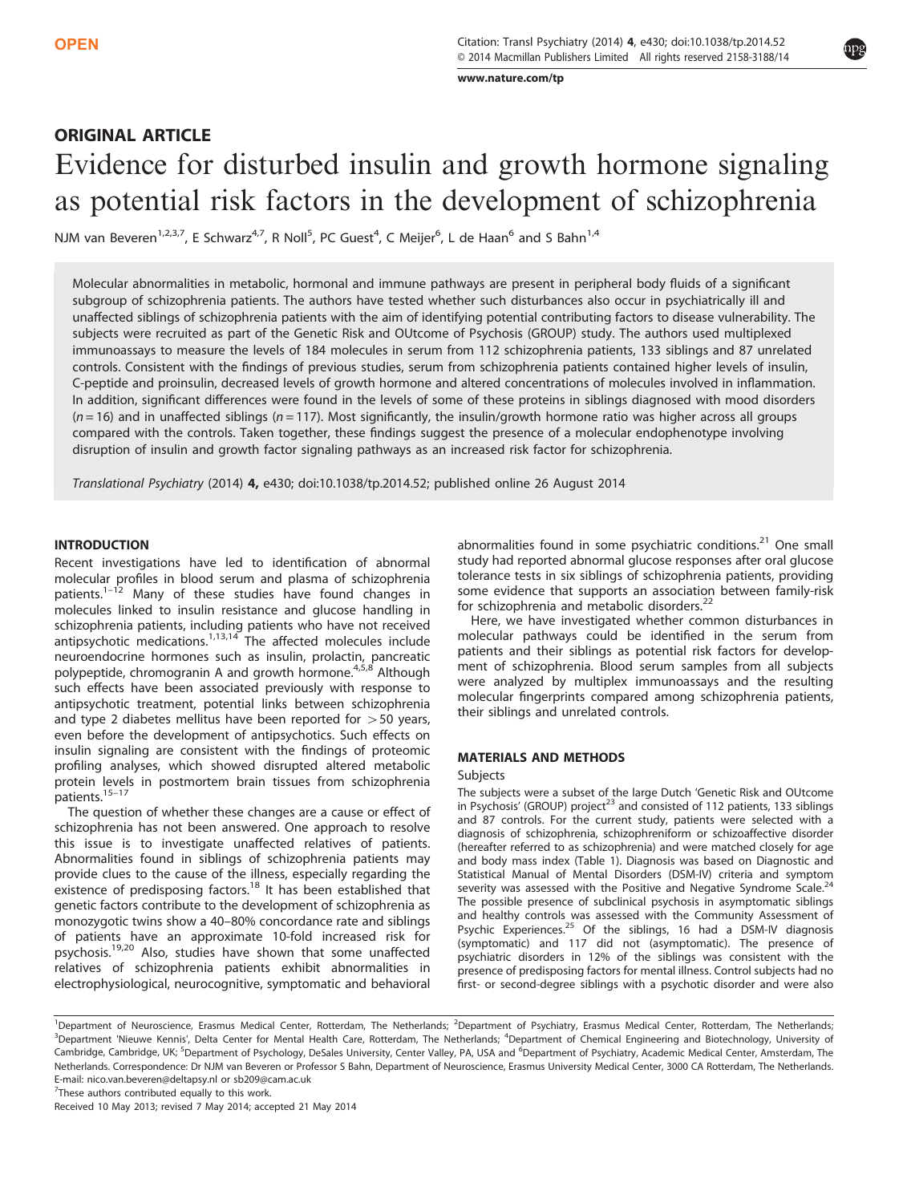OPEN

## ORIGINAL ARTICLE

# Evidence for disturbed insulin and growth hormone signaling as potential risk factors in the development of schizophrenia

NJM van Beveren[1,2,3,7], E Schwarz[4,7], R Noll[5], PC Guest[4], C Meijer[6], L de Haan[6] and S Bahn[1,4]

Molecular abnormalities in metabolic, hormonal and immune pathways are present in peripheral body fluids of a significant subgroup of schizophrenia patients. The authors have tested whether such disturbances also occur in psychiatrically ill and unaffected siblings of schizophrenia patients with the aim of identifying potential contributing factors to disease vulnerability. The subjects were recruited as part of the Genetic Risk and OUtcome of Psychosis (GROUP) study. The authors used multiplexed immunoassays to measure the levels of 184 molecules in serum from 112 schizophrenia patients, 133 siblings and 87 unrelated controls. Consistent with the findings of previous studies, serum from schizophrenia patients contained higher levels of insulin, C-peptide and proinsulin, decreased levels of growth hormone and altered concentrations of molecules involved in inflammation. In addition, significant differences were found in the levels of some of these proteins in siblings diagnosed with mood disorders ($n = 16$) and in unaffected siblings ($n = 117$). Most significantly, the insulin/growth hormone ratio was higher across all groups compared with the controls. Taken together, these findings suggest the presence of a molecular endophenotype involving disruption of insulin and growth factor signaling pathways as an increased risk factor for schizophrenia.

*Translational Psychiatry* (2014) **4,** e430; doi:10.1038/tp.2014.52; published online 26 August 2014

## INTRODUCTION

Recent investigations have led to identification of abnormal molecular profiles in blood serum and plasma of schizophrenia patients.[1–12] Many of these studies have found changes in molecules linked to insulin resistance and glucose handling in schizophrenia patients, including patients who have not received antipsychotic medications.[1,13,14] The affected molecules include neuroendocrine hormones such as insulin, prolactin, pancreatic polypeptide, chromogranin A and growth hormone.[4,5,8] Although such effects have been associated previously with response to antipsychotic treatment, potential links between schizophrenia and type 2 diabetes mellitus have been reported for >50 years, even before the development of antipsychotics. Such effects on insulin signaling are consistent with the findings of proteomic profiling analyses, which showed disrupted altered metabolic protein levels in postmortem brain tissues from schizophrenia patients.[15–17]

The question of whether these changes are a cause or effect of schizophrenia has not been answered. One approach to resolve this issue is to investigate unaffected relatives of patients. Abnormalities found in siblings of schizophrenia patients may provide clues to the cause of the illness, especially regarding the existence of predisposing factors.[18] It has been established that genetic factors contribute to the development of schizophrenia as monozygotic twins show a 40–80% concordance rate and siblings of patients have an approximate 10-fold increased risk for psychosis.[19,20] Also, studies have shown that some unaffected relatives of schizophrenia patients exhibit abnormalities in electrophysiological, neurocognitive, symptomatic and behavioral abnormalities found in some psychiatric conditions.[21] One small study had reported abnormal glucose responses after oral glucose tolerance tests in six siblings of schizophrenia patients, providing some evidence that supports an association between family-risk for schizophrenia and metabolic disorders.[22]

Here, we have investigated whether common disturbances in molecular pathways could be identified in the serum from patients and their siblings as potential risk factors for development of schizophrenia. Blood serum samples from all subjects were analyzed by multiplex immunoassays and the resulting molecular fingerprints compared among schizophrenia patients, their siblings and unrelated controls.

## MATERIALS AND METHODS

### Subjects

The subjects were a subset of the large Dutch 'Genetic Risk and OUtcome in Psychosis' (GROUP) project[23] and consisted of 112 patients, 133 siblings and 87 controls. For the current study, patients were selected with a diagnosis of schizophrenia, schizophreniform or schizoaffective disorder (hereafter referred to as schizophrenia) and were matched closely for age and body mass index (Table 1). Diagnosis was based on Diagnostic and Statistical Manual of Mental Disorders (DSM-IV) criteria and symptom severity was assessed with the Positive and Negative Syndrome Scale.[24] The possible presence of subclinical psychosis in asymptomatic siblings and healthy controls was assessed with the Community Assessment of Psychic Experiences.[25] Of the siblings, 16 had a DSM-IV diagnosis (symptomatic) and 117 did not (asymptomatic). The presence of psychiatric disorders in 12% of the siblings was consistent with the presence of predisposing factors for mental illness. Control subjects had no first- or second-degree siblings with a psychotic disorder and were also

[1]Department of Neuroscience, Erasmus Medical Center, Rotterdam, The Netherlands; [2]Department of Psychiatry, Erasmus Medical Center, Rotterdam, The Netherlands; [3]Department 'Nieuwe Kennis', Delta Center for Mental Health Care, Rotterdam, The Netherlands; [4]Department of Chemical Engineering and Biotechnology, University of Cambridge, Cambridge, UK; [5]Department of Psychology, DeSales University, Center Valley, PA, USA and [6]Department of Psychiatry, Academic Medical Center, Amsterdam, The Netherlands. Correspondence: Dr NJM van Beveren or Professor S Bahn, Department of Neuroscience, Erasmus University Medical Center, 3000 CA Rotterdam, The Netherlands. E-mail: nico.van.beveren@deltapsy.nl or sb209@cam.ac.uk

[7]These authors contributed equally to this work.

Received 10 May 2013; revised 7 May 2014; accepted 21 May 2014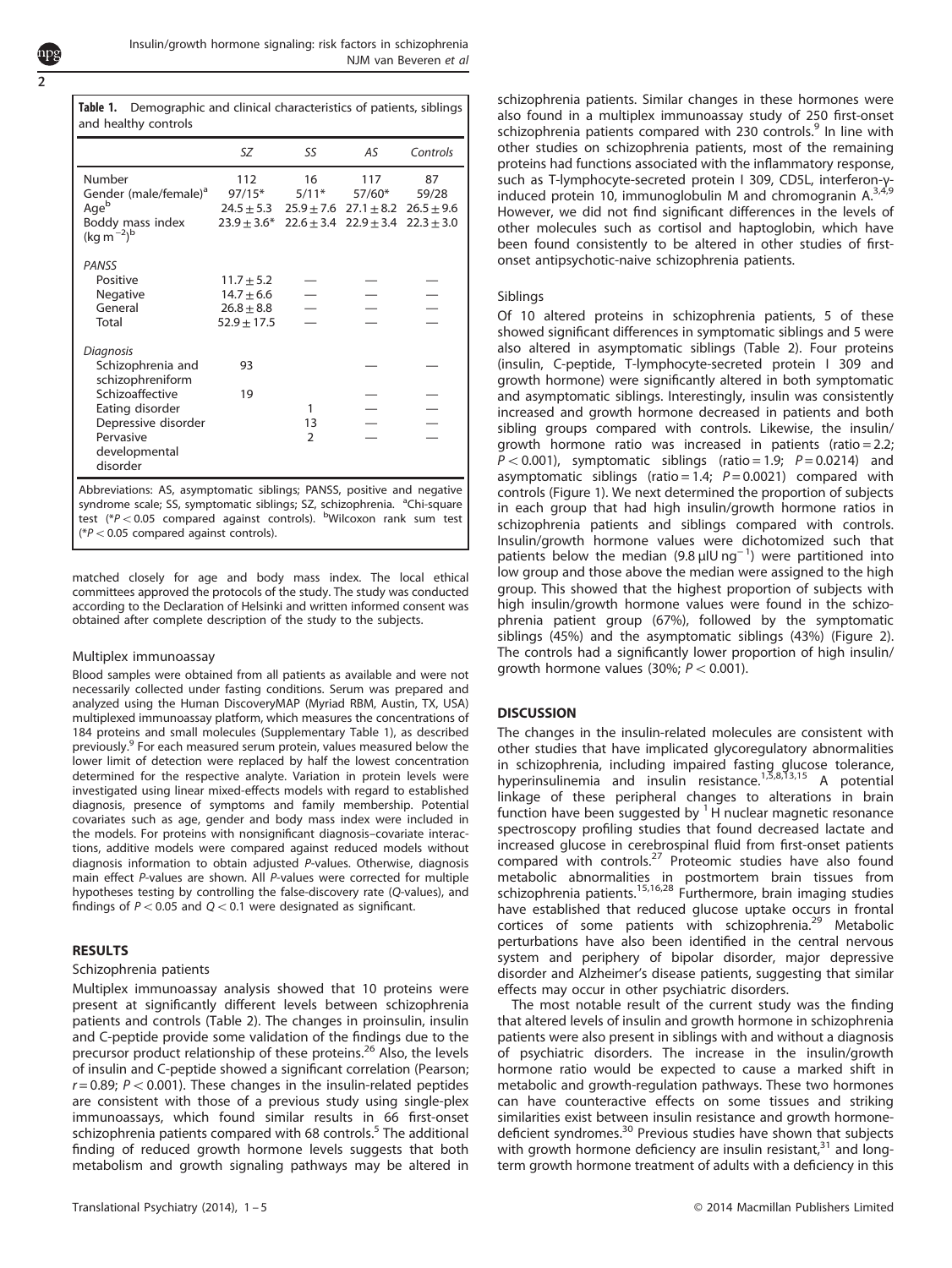**Table 1.** Demographic and clinical characteristics of patients, siblings and healthy controls

| | SZ | SS | AS | Controls |
|---|---|---|---|---|
| Number | 112 | 16 | 117 | 87 |
| Gender (male/female)[a] | 97/15* | 5/11* | 57/60* | 59/28 |
| Age[b] | 24.5 ± 5.3 | 25.9 ± 7.6 | 27.1 ± 8.2 | 26.5 ± 9.6 |
| Boddy mass index (kg m$^{-2}$)[b] | 23.9 ± 3.6* | 22.6 ± 3.4 | 22.9 ± 3.4 | 22.3 ± 3.0 |
| *PANSS* | | | | |
| Positive | 11.7 ± 5.2 | — | — | — |
| Negative | 14.7 ± 6.6 | — | — | — |
| General | 26.8 ± 8.8 | — | — | — |
| Total | 52.9 ± 17.5 | — | — | — |
| *Diagnosis* | | | | |
| Schizophrenia and schizophreniform | 93 | | — | — |
| Schizoaffective | 19 | | — | — |
| Eating disorder | | 1 | — | — |
| Depressive disorder | | 13 | — | — |
| Pervasive developmental disorder | | 2 | — | — |

Abbreviations: AS, asymptomatic siblings; PANSS, positive and negative syndrome scale; SS, symptomatic siblings; SZ, schizophrenia. [a]Chi-square test (*$P < 0.05$ compared against controls). [b]Wilcoxon rank sum test (*$P < 0.05$ compared against controls).

matched closely for age and body mass index. The local ethical committees approved the protocols of the study. The study was conducted according to the Declaration of Helsinki and written informed consent was obtained after complete description of the study to the subjects.

### Multiplex immunoassay

Blood samples were obtained from all patients as available and were not necessarily collected under fasting conditions. Serum was prepared and analyzed using the Human DiscoveryMAP (Myriad RBM, Austin, TX, USA) multiplexed immunoassay platform, which measures the concentrations of 184 proteins and small molecules (Supplementary Table 1), as described previously.[9] For each measured serum protein, values measured below the lower limit of detection were replaced by half the lowest concentration determined for the respective analyte. Variation in protein levels were investigated using linear mixed-effects models with regard to established diagnosis, presence of symptoms and family membership. Potential covariates such as age, gender and body mass index were included in the models. For proteins with nonsignificant diagnosis–covariate interactions, additive models were compared against reduced models without diagnosis information to obtain adjusted *P*-values. Otherwise, diagnosis main effect *P*-values are shown. All *P*-values were corrected for multiple hypotheses testing by controlling the false-discovery rate (*Q*-values), and findings of $P < 0.05$ and $Q < 0.1$ were designated as significant.

## RESULTS

### Schizophrenia patients

Multiplex immunoassay analysis showed that 10 proteins were present at significantly different levels between schizophrenia patients and controls (Table 2). The changes in proinsulin, insulin and C-peptide provide some validation of the findings due to the precursor product relationship of these proteins.[26] Also, the levels of insulin and C-peptide showed a significant correlation (Pearson; $r = 0.89$; $P < 0.001$). These changes in the insulin-related peptides are consistent with those of a previous study using single-plex immunoassays, which found similar results in 66 first-onset schizophrenia patients compared with 68 controls.[5] The additional finding of reduced growth hormone levels suggests that both metabolism and growth signaling pathways may be altered in schizophrenia patients. Similar changes in these hormones were also found in a multiplex immunoassay study of 250 first-onset schizophrenia patients compared with 230 controls.[9] In line with other studies on schizophrenia patients, most of the remaining proteins had functions associated with the inflammatory response, such as T-lymphocyte-secreted protein I 309, CD5L, interferon-γ-induced protein 10, immunoglobulin M and chromogranin A.[3,4,9] However, we did not find significant differences in the levels of other molecules such as cortisol and haptoglobin, which have been found consistently to be altered in other studies of first-onset antipsychotic-naive schizophrenia patients.

### Siblings

Of 10 altered proteins in schizophrenia patients, 5 of these showed significant differences in symptomatic siblings and 5 were also altered in asymptomatic siblings (Table 2). Four proteins (insulin, C-peptide, T-lymphocyte-secreted protein I 309 and growth hormone) were significantly altered in both symptomatic and asymptomatic siblings. Interestingly, insulin was consistently increased and growth hormone decreased in patients and both sibling groups compared with controls. Likewise, the insulin/growth hormone ratio was increased in patients (ratio = 2.2; $P < 0.001$), symptomatic siblings (ratio = 1.9; $P = 0.0214$) and asymptomatic siblings (ratio = 1.4; $P = 0.0021$) compared with controls (Figure 1). We next determined the proportion of subjects in each group that had high insulin/growth hormone ratios in schizophrenia patients and siblings compared with controls. Insulin/growth hormone values were dichotomized such that patients below the median (9.8 μIU ng$^{-1}$) were partitioned into low group and those above the median were assigned to the high group. This showed that the highest proportion of subjects with high insulin/growth hormone values were found in the schizophrenia patient group (67%), followed by the symptomatic siblings (45%) and the asymptomatic siblings (43%) (Figure 2). The controls had a significantly lower proportion of high insulin/growth hormone values (30%; $P < 0.001$).

## DISCUSSION

The changes in the insulin-related molecules are consistent with other studies that have implicated glycoregulatory abnormalities in schizophrenia, including impaired fasting glucose tolerance, hyperinsulinemia and insulin resistance.[1,5,8,13,15] A potential linkage of these peripheral changes to alterations in brain function have been suggested by $^{1}$H nuclear magnetic resonance spectroscopy profiling studies that found decreased lactate and increased glucose in cerebrospinal fluid from first-onset patients compared with controls.[27] Proteomic studies have also found metabolic abnormalities in postmortem brain tissues from schizophrenia patients.[15,16,28] Furthermore, brain imaging studies have established that reduced glucose uptake occurs in frontal cortices of some patients with schizophrenia.[29] Metabolic perturbations have also been identified in the central nervous system and periphery of bipolar disorder, major depressive disorder and Alzheimer's disease patients, suggesting that similar effects may occur in other psychiatric disorders.

The most notable result of the current study was the finding that altered levels of insulin and growth hormone in schizophrenia patients were also present in siblings with and without a diagnosis of psychiatric disorders. The increase in the insulin/growth hormone ratio would be expected to cause a marked shift in metabolic and growth-regulation pathways. These two hormones can have counteractive effects on some tissues and striking similarities exist between insulin resistance and growth hormone-deficient syndromes.[30] Previous studies have shown that subjects with growth hormone deficiency are insulin resistant,[31] and long-term growth hormone treatment of adults with a deficiency in this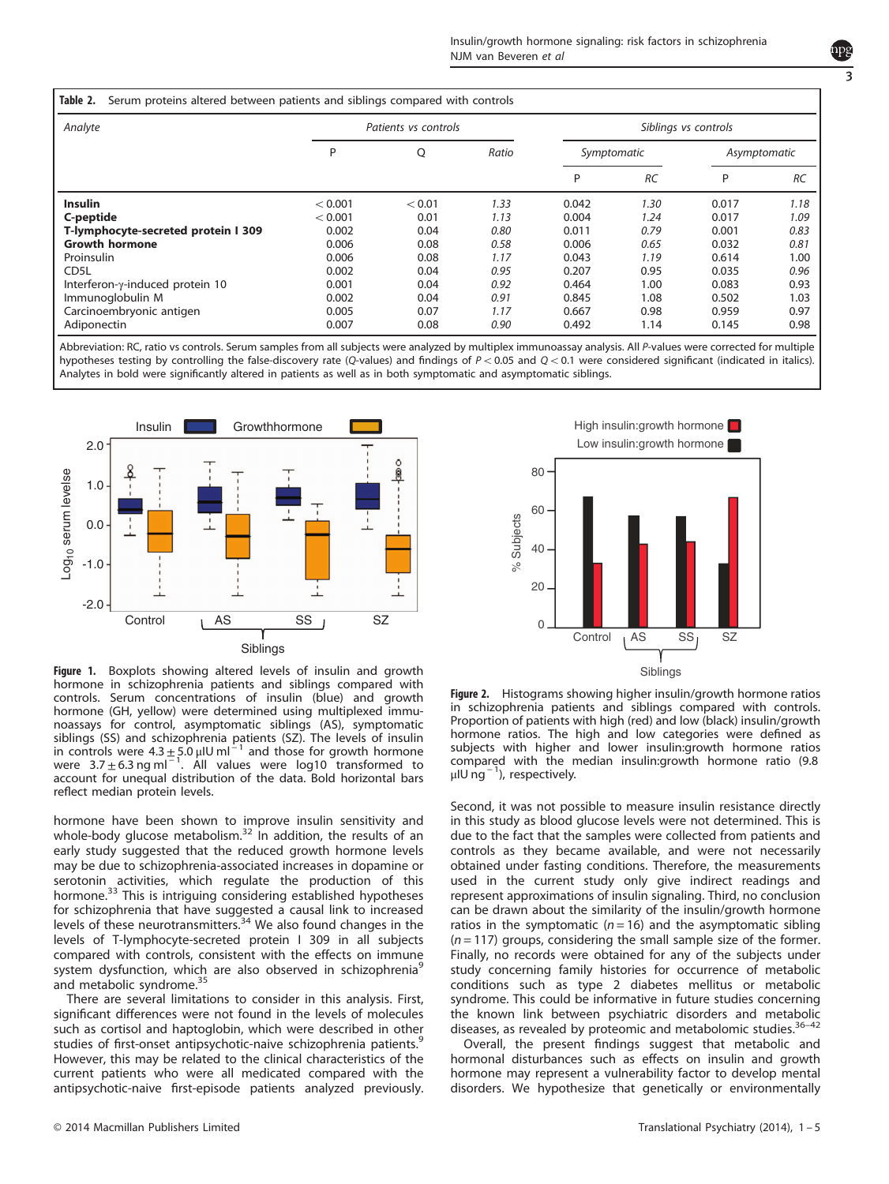**Table 2.** Serum proteins altered between patients and siblings compared with controls

| Analyte | Patients vs controls | | | Siblings vs controls | | | |
|---|---|---|---|---|---|---|---|
| | | | | Symptomatic | | Asymptomatic | |
| | P | Q | Ratio | P | RC | P | RC |
| **Insulin** | < 0.001 | < 0.01 | *1.33* | 0.042 | *1.30* | 0.017 | *1.18* |
| **C-peptide** | < 0.001 | 0.01 | *1.13* | 0.004 | *1.24* | 0.017 | *1.09* |
| **T-lymphocyte-secreted protein I 309** | 0.002 | 0.04 | *0.80* | 0.011 | *0.79* | 0.001 | *0.83* |
| **Growth hormone** | 0.006 | 0.08 | *0.58* | 0.006 | *0.65* | 0.032 | *0.81* |
| Proinsulin | 0.006 | 0.08 | *1.17* | 0.043 | *1.19* | 0.614 | 1.00 |
| CD5L | 0.002 | 0.04 | *0.95* | 0.207 | 0.95 | 0.035 | *0.96* |
| Interferon-γ-induced protein 10 | 0.001 | 0.04 | *0.92* | 0.464 | 1.00 | 0.083 | 0.93 |
| Immunoglobulin M | 0.002 | 0.04 | *0.91* | 0.845 | 1.08 | 0.502 | 1.03 |
| Carcinoembryonic antigen | 0.005 | 0.07 | *1.17* | 0.667 | 0.98 | 0.959 | 0.97 |
| Adiponectin | 0.007 | 0.08 | *0.90* | 0.492 | 1.14 | 0.145 | 0.98 |

Abbreviation: RC, ratio vs controls. Serum samples from all subjects were analyzed by multiplex immunoassay analysis. All *P*-values were corrected for multiple hypotheses testing by controlling the false-discovery rate (*Q*-values) and findings of $P<0.05$ and $Q<0.1$ were considered significant (indicated in italics). Analytes in bold were significantly altered in patients as well as in both symptomatic and asymptomatic siblings.

**Figure 1.** Boxplots showing altered levels of insulin and growth hormone in schizophrenia patients and siblings compared with controls. Serum concentrations of insulin (blue) and growth hormone (GH, yellow) were determined using multiplexed immunoassays for control, asymptomatic siblings (AS), symptomatic siblings (SS) and schizophrenia patients (SZ). The levels of insulin in controls were $4.3 \pm 5.0$ μIU ml$^{-1}$ and those for growth hormone were $3.7 \pm 6.3$ ng ml$^{-1}$. All values were log10 transformed to account for unequal distribution of the data. Bold horizontal bars reflect median protein levels.

**Figure 2.** Histograms showing higher insulin/growth hormone ratios in schizophrenia patients and siblings compared with controls. Proportion of patients with high (red) and low (black) insulin/growth hormone ratios. The high and low categories were defined as subjects with higher and lower insulin:growth hormone ratios compared with the median insulin:growth hormone ratio (9.8 μIU ng$^{-1}$), respectively.

hormone have been shown to improve insulin sensitivity and whole-body glucose metabolism.[32] In addition, the results of an early study suggested that the reduced growth hormone levels may be due to schizophrenia-associated increases in dopamine or serotonin activities, which regulate the production of this hormone.[33] This is intriguing considering established hypotheses for schizophrenia that have suggested a causal link to increased levels of these neurotransmitters.[34] We also found changes in the levels of T-lymphocyte-secreted protein I 309 in all subjects compared with controls, consistent with the effects on immune system dysfunction, which are also observed in schizophrenia[9] and metabolic syndrome.[35]

There are several limitations to consider in this analysis. First, significant differences were not found in the levels of molecules such as cortisol and haptoglobin, which were described in other studies of first-onset antipsychotic-naive schizophrenia patients.[9] However, this may be related to the clinical characteristics of the current patients who were all medicated compared with the antipsychotic-naive first-episode patients analyzed previously. Second, it was not possible to measure insulin resistance directly in this study as blood glucose levels were not determined. This is due to the fact that the samples were collected from patients and controls as they became available, and were not necessarily obtained under fasting conditions. Therefore, the measurements used in the current study only give indirect readings and represent approximations of insulin signaling. Third, no conclusion can be drawn about the similarity of the insulin/growth hormone ratios in the symptomatic ($n=16$) and the asymptomatic sibling ($n=117$) groups, considering the small sample size of the former. Finally, no records were obtained for any of the subjects under study concerning family histories for occurrence of metabolic conditions such as type 2 diabetes mellitus or metabolic syndrome. This could be informative in future studies concerning the known link between psychiatric disorders and metabolic diseases, as revealed by proteomic and metabolomic studies.[36–42]

Overall, the present findings suggest that metabolic and hormonal disturbances such as effects on insulin and growth hormone may represent a vulnerability factor to develop mental disorders. We hypothesize that genetically or environmentally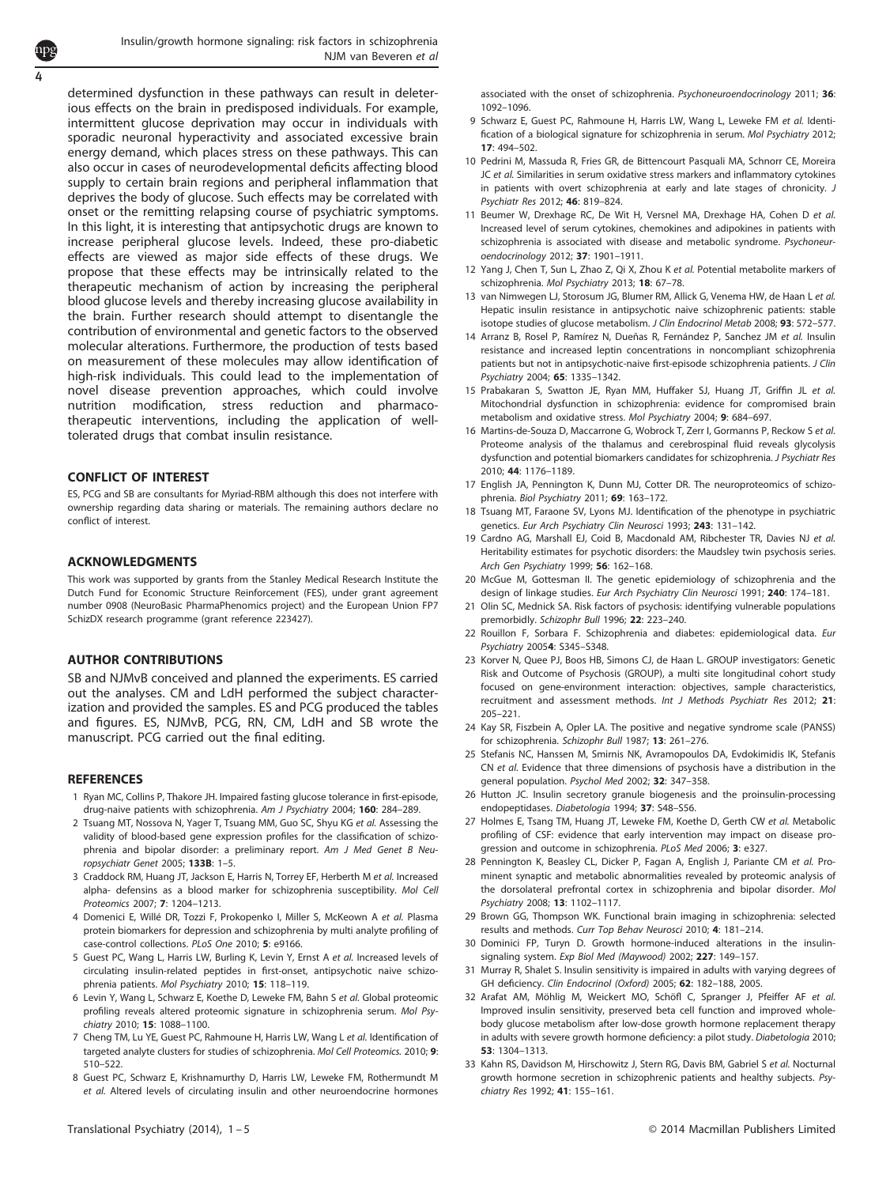determined dysfunction in these pathways can result in deleterious effects on the brain in predisposed individuals. For example, intermittent glucose deprivation may occur in individuals with sporadic neuronal hyperactivity and associated excessive brain energy demand, which places stress on these pathways. This can also occur in cases of neurodevelopmental deficits affecting blood supply to certain brain regions and peripheral inflammation that deprives the body of glucose. Such effects may be correlated with onset or the remitting relapsing course of psychiatric symptoms. In this light, it is interesting that antipsychotic drugs are known to increase peripheral glucose levels. Indeed, these pro-diabetic effects are viewed as major side effects of these drugs. We propose that these effects may be intrinsically related to the therapeutic mechanism of action by increasing the peripheral blood glucose levels and thereby increasing glucose availability in the brain. Further research should attempt to disentangle the contribution of environmental and genetic factors to the observed molecular alterations. Furthermore, the production of tests based on measurement of these molecules may allow identification of high-risk individuals. This could lead to the implementation of novel disease prevention approaches, which could involve nutrition modification, stress reduction and pharmacotherapeutic interventions, including the application of well-tolerated drugs that combat insulin resistance.

## CONFLICT OF INTEREST

ES, PCG and SB are consultants for Myriad-RBM although this does not interfere with ownership regarding data sharing or materials. The remaining authors declare no conflict of interest.

## ACKNOWLEDGMENTS

This work was supported by grants from the Stanley Medical Research Institute the Dutch Fund for Economic Structure Reinforcement (FES), under grant agreement number 0908 (NeuroBasic PharmaPhenomics project) and the European Union FP7 SchizDX research programme (grant reference 223427).

## AUTHOR CONTRIBUTIONS

SB and NJMvB conceived and planned the experiments. ES carried out the analyses. CM and LdH performed the subject characterization and provided the samples. ES and PCG produced the tables and figures. ES, NJMvB, PCG, RN, CM, LdH and SB wrote the manuscript. PCG carried out the final editing.

## REFERENCES

1 Ryan MC, Collins P, Thakore JH. Impaired fasting glucose tolerance in first-episode, drug-naive patients with schizophrenia. *Am J Psychiatry* 2004; **160**: 284–289.

2 Tsuang MT, Nossova N, Yager T, Tsuang MM, Guo SC, Shyu KG *et al.* Assessing the validity of blood-based gene expression profiles for the classification of schizophrenia and bipolar disorder: a preliminary report. *Am J Med Genet B Neuropsychiatr Genet* 2005; **133B**: 1–5.

3 Craddock RM, Huang JT, Jackson E, Harris N, Torrey EF, Herberth M *et al.* Increased alpha- defensins as a blood marker for schizophrenia susceptibility. *Mol Cell Proteomics* 2007; **7**: 1204–1213.

4 Domenici E, Willé DR, Tozzi F, Prokopenko I, Miller S, McKeown A *et al.* Plasma protein biomarkers for depression and schizophrenia by multi analyte profiling of case-control collections. *PLoS One* 2010; **5**: e9166.

5 Guest PC, Wang L, Harris LW, Burling K, Levin Y, Ernst A *et al.* Increased levels of circulating insulin-related peptides in first-onset, antipsychotic naive schizophrenia patients. *Mol Psychiatry* 2010; **15**: 118–119.

6 Levin Y, Wang L, Schwarz E, Koethe D, Leweke FM, Bahn S *et al.* Global proteomic profiling reveals altered proteomic signature in schizophrenia serum. *Mol Psychiatry* 2010; **15**: 1088–1100.

7 Cheng TM, Lu YE, Guest PC, Rahmoune H, Harris LW, Wang L *et al.* Identification of targeted analyte clusters for studies of schizophrenia. *Mol Cell Proteomics.* 2010; **9**: 510–522.

8 Guest PC, Schwarz E, Krishnamurthy D, Harris LW, Leweke FM, Rothermundt M *et al.* Altered levels of circulating insulin and other neuroendocrine hormones associated with the onset of schizophrenia. *Psychoneuroendocrinology* 2011; **36**: 1092–1096.

9 Schwarz E, Guest PC, Rahmoune H, Harris LW, Wang L, Leweke FM *et al.* Identification of a biological signature for schizophrenia in serum. *Mol Psychiatry* 2012; **17**: 494–502.

10 Pedrini M, Massuda R, Fries GR, de Bittencourt Pasquali MA, Schnorr CE, Moreira JC *et al.* Similarities in serum oxidative stress markers and inflammatory cytokines in patients with overt schizophrenia at early and late stages of chronicity. *J Psychiatr Res* 2012; **46**: 819–824.

11 Beumer W, Drexhage RC, De Wit H, Versnel MA, Drexhage HA, Cohen D *et al.* Increased level of serum cytokines, chemokines and adipokines in patients with schizophrenia is associated with disease and metabolic syndrome. *Psychoneuroendocrinology* 2012; **37**: 1901–1911.

12 Yang J, Chen T, Sun L, Zhao Z, Qi X, Zhou K *et al.* Potential metabolite markers of schizophrenia. *Mol Psychiatry* 2013; **18**: 67–78.

13 van Nimwegen LJ, Storosum JG, Blumer RM, Allick G, Venema HW, de Haan L *et al.* Hepatic insulin resistance in antipsychotic naive schizophrenic patients: stable isotope studies of glucose metabolism. *J Clin Endocrinol Metab* 2008; **93**: 572–577.

14 Arranz B, Rosel P, Ramírez N, Dueñas R, Fernández P, Sanchez JM *et al.* Insulin resistance and increased leptin concentrations in noncompliant schizophrenia patients but not in antipsychotic-naive first-episode schizophrenia patients. *J Clin Psychiatry* 2004; **65**: 1335–1342.

15 Prabakaran S, Swatton JE, Ryan MM, Huffaker SJ, Huang JT, Griffin JL *et al.* Mitochondrial dysfunction in schizophrenia: evidence for compromised brain metabolism and oxidative stress. *Mol Psychiatry* 2004; **9**: 684–697.

16 Martins-de-Souza D, Maccarrone G, Wobrock T, Zerr I, Gormanns P, Reckow S *et al.* Proteome analysis of the thalamus and cerebrospinal fluid reveals glycolysis dysfunction and potential biomarkers candidates for schizophrenia. *J Psychiatr Res* 2010; **44**: 1176–1189.

17 English JA, Pennington K, Dunn MJ, Cotter DR. The neuroproteomics of schizophrenia. *Biol Psychiatry* 2011; **69**: 163–172.

18 Tsuang MT, Faraone SV, Lyons MJ. Identification of the phenotype in psychiatric genetics. *Eur Arch Psychiatry Clin Neurosci* 1993; **243**: 131–142.

19 Cardno AG, Marshall EJ, Coid B, Macdonald AM, Ribchester TR, Davies NJ *et al.* Heritability estimates for psychotic disorders: the Maudsley twin psychosis series. *Arch Gen Psychiatry* 1999; **56**: 162–168.

20 McGue M, Gottesman II. The genetic epidemiology of schizophrenia and the design of linkage studies. *Eur Arch Psychiatry Clin Neurosci* 1991; **240**: 174–181.

21 Olin SC, Mednick SA. Risk factors of psychosis: identifying vulnerable populations premorbidly. *Schizophr Bull* 1996; **22**: 223–240.

22 Rouillon F, Sorbara F. Schizophrenia and diabetes: epidemiological data. *Eur Psychiatry* 2005**4**: S345–S348.

23 Korver N, Quee PJ, Boos HB, Simons CJ, de Haan L. GROUP investigators: Genetic Risk and Outcome of Psychosis (GROUP), a multi site longitudinal cohort study focused on gene-environment interaction: objectives, sample characteristics, recruitment and assessment methods. *Int J Methods Psychiatr Res* 2012; **21**: 205–221.

24 Kay SR, Fiszbein A, Opler LA. The positive and negative syndrome scale (PANSS) for schizophrenia. *Schizophr Bull* 1987; **13**: 261–276.

25 Stefanis NC, Hanssen M, Smirnis NK, Avramopoulos DA, Evdokimidis IK, Stefanis CN *et al.* Evidence that three dimensions of psychosis have a distribution in the general population. *Psychol Med* 2002; **32**: 347–358.

26 Hutton JC. Insulin secretory granule biogenesis and the proinsulin-processing endopeptidases. *Diabetologia* 1994; **37**: S48–S56.

27 Holmes E, Tsang TM, Huang JT, Leweke FM, Koethe D, Gerth CW *et al.* Metabolic profiling of CSF: evidence that early intervention may impact on disease progression and outcome in schizophrenia. *PLoS Med* 2006; **3**: e327.

28 Pennington K, Beasley CL, Dicker P, Fagan A, English J, Pariante CM *et al.* Prominent synaptic and metabolic abnormalities revealed by proteomic analysis of the dorsolateral prefrontal cortex in schizophrenia and bipolar disorder. *Mol Psychiatry* 2008; **13**: 1102–1117.

29 Brown GG, Thompson WK. Functional brain imaging in schizophrenia: selected results and methods. *Curr Top Behav Neurosci* 2010; **4**: 181–214.

30 Dominici FP, Turyn D. Growth hormone-induced alterations in the insulin-signaling system. *Exp Biol Med (Maywood)* 2002; **227**: 149–157.

31 Murray R, Shalet S. Insulin sensitivity is impaired in adults with varying degrees of GH deficiency. *Clin Endocrinol (Oxford)* 2005; **62**: 182–188, 2005.

32 Arafat AM, Möhlig M, Weickert MO, Schöfl C, Spranger J, Pfeiffer AF *et al.* Improved insulin sensitivity, preserved beta cell function and improved whole-body glucose metabolism after low-dose growth hormone replacement therapy in adults with severe growth hormone deficiency: a pilot study. *Diabetologia* 2010; **53**: 1304–1313.

33 Kahn RS, Davidson M, Hirschowitz J, Stern RG, Davis BM, Gabriel S *et al.* Nocturnal growth hormone secretion in schizophrenic patients and healthy subjects. *Psychiatry Res* 1992; **41**: 155–161.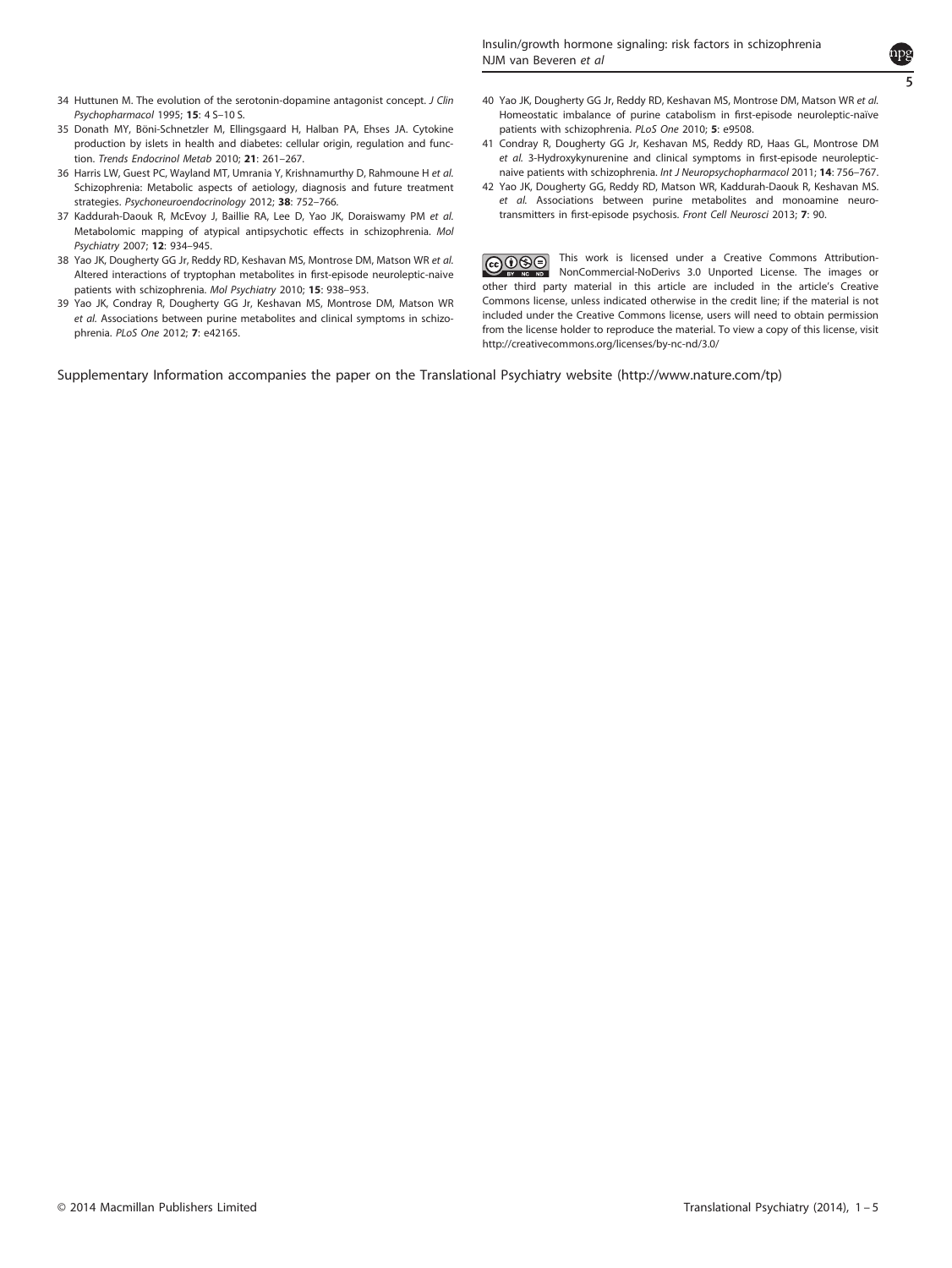34 Huttunen M. The evolution of the serotonin-dopamine antagonist concept. *J Clin Psychopharmacol* 1995; **15**: 4 S–10 S.

35 Donath MY, Böni-Schnetzler M, Ellingsgaard H, Halban PA, Ehses JA. Cytokine production by islets in health and diabetes: cellular origin, regulation and function. *Trends Endocrinol Metab* 2010; **21**: 261–267.

36 Harris LW, Guest PC, Wayland MT, Umrania Y, Krishnamurthy D, Rahmoune H *et al.* Schizophrenia: Metabolic aspects of aetiology, diagnosis and future treatment strategies. *Psychoneuroendocrinology* 2012; **38**: 752–766.

37 Kaddurah-Daouk R, McEvoy J, Baillie RA, Lee D, Yao JK, Doraiswamy PM *et al.* Metabolomic mapping of atypical antipsychotic effects in schizophrenia. *Mol Psychiatry* 2007; **12**: 934–945.

38 Yao JK, Dougherty GG Jr, Reddy RD, Keshavan MS, Montrose DM, Matson WR *et al.* Altered interactions of tryptophan metabolites in first-episode neuroleptic-naive patients with schizophrenia. *Mol Psychiatry* 2010; **15**: 938–953.

39 Yao JK, Condray R, Dougherty GG Jr, Keshavan MS, Montrose DM, Matson WR *et al.* Associations between purine metabolites and clinical symptoms in schizophrenia. *PLoS One* 2012; **7**: e42165.

40 Yao JK, Dougherty GG Jr, Reddy RD, Keshavan MS, Montrose DM, Matson WR *et al.* Homeostatic imbalance of purine catabolism in first-episode neuroleptic-naïve patients with schizophrenia. *PLoS One* 2010; **5**: e9508.

41 Condray R, Dougherty GG Jr, Keshavan MS, Reddy RD, Haas GL, Montrose DM *et al.* 3-Hydroxykynurenine and clinical symptoms in first-episode neuroleptic-naive patients with schizophrenia. *Int J Neuropsychopharmacol* 2011; **14**: 756–767.

42 Yao JK, Dougherty GG, Reddy RD, Matson WR, Kaddurah-Daouk R, Keshavan MS. *et al.* Associations between purine metabolites and monoamine neurotransmitters in first-episode psychosis. *Front Cell Neurosci* 2013; **7**: 90.

This work is licensed under a Creative Commons Attribution-NonCommercial-NoDerivs 3.0 Unported License. The images or other third party material in this article are included in the article's Creative Commons license, unless indicated otherwise in the credit line; if the material is not included under the Creative Commons license, users will need to obtain permission from the license holder to reproduce the material. To view a copy of this license, visit http://creativecommons.org/licenses/by-nc-nd/3.0/

Supplementary Information accompanies the paper on the Translational Psychiatry website (http://www.nature.com/tp)